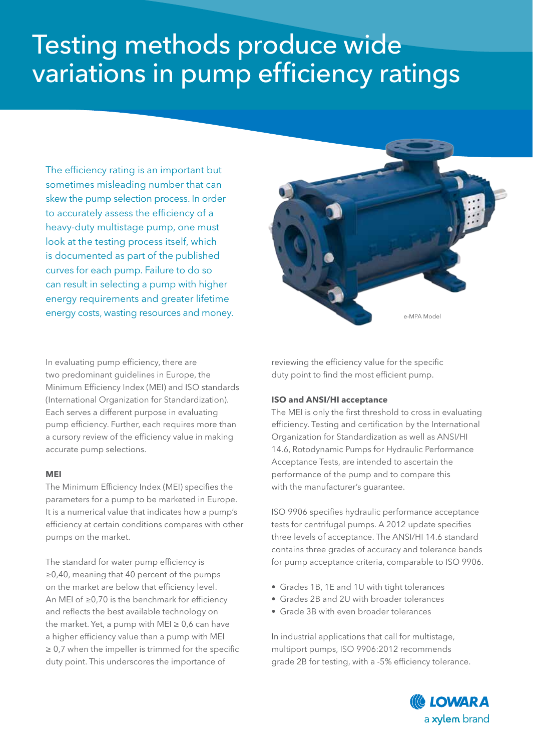# Testing methods produce wide variations in pump efficiency ratings

The efficiency rating is an important but sometimes misleading number that can skew the pump selection process. In order to accurately assess the efficiency of a heavy-duty multistage pump, one must look at the testing process itself, which is documented as part of the published curves for each pump. Failure to do so can result in selecting a pump with higher energy requirements and greater lifetime energy costs, wasting resources and money.

e-MPA Model

In evaluating pump efficiency, there are two predominant guidelines in Europe, the Minimum Efficiency Index (MEI) and ISO standards (International Organization for Standardization). Each serves a different purpose in evaluating pump efficiency. Further, each requires more than a cursory review of the efficiency value in making accurate pump selections.

### MEI

The Minimum Efficiency Index (MEI) specifies the parameters for a pump to be marketed in Europe. It is a numerical value that indicates how a pump's efficiency at certain conditions compares with other pumps on the market.

The standard for water pump efficiency is ≥0,40, meaning that 40 percent of the pumps on the market are below that efficiency level. An MEI of ≥0,70 is the benchmark for efficiency and reflects the best available technology on the market. Yet, a pump with MEI ≥ 0,6 can have a higher efficiency value than a pump with MEI ≥ 0,7 when the impeller is trimmed for the specific duty point. This underscores the importance of reviewing the efficiency value for the specific duty point to find the most efficient pump.

### ISO and ANSI/HI acceptance

The MEI is only the first threshold to cross in evaluating efficiency. Testing and certification by the International Organization for Standardization as well as ANSI/HI 14.6, Rotodynamic Pumps for Hydraulic Performance Acceptance Tests, are intended to ascertain the performance of the pump and to compare this with the manufacturer's guarantee.

ISO 9906 specifies hydraulic performance acceptance tests for centrifugal pumps. A 2012 update specifies three levels of acceptance. The ANSI/HI 14.6 standard contains three grades of accuracy and tolerance bands for pump acceptance criteria, comparable to ISO 9906.

- Grades 1B, 1E and 1U with tight tolerances
- Grades 2B and 2U with broader tolerances
- Grade 3B with even broader tolerances

In industrial applications that call for multistage, multiport pumps, ISO 9906:2012 recommends grade 2B for testing, with a -5% efficiency tolerance.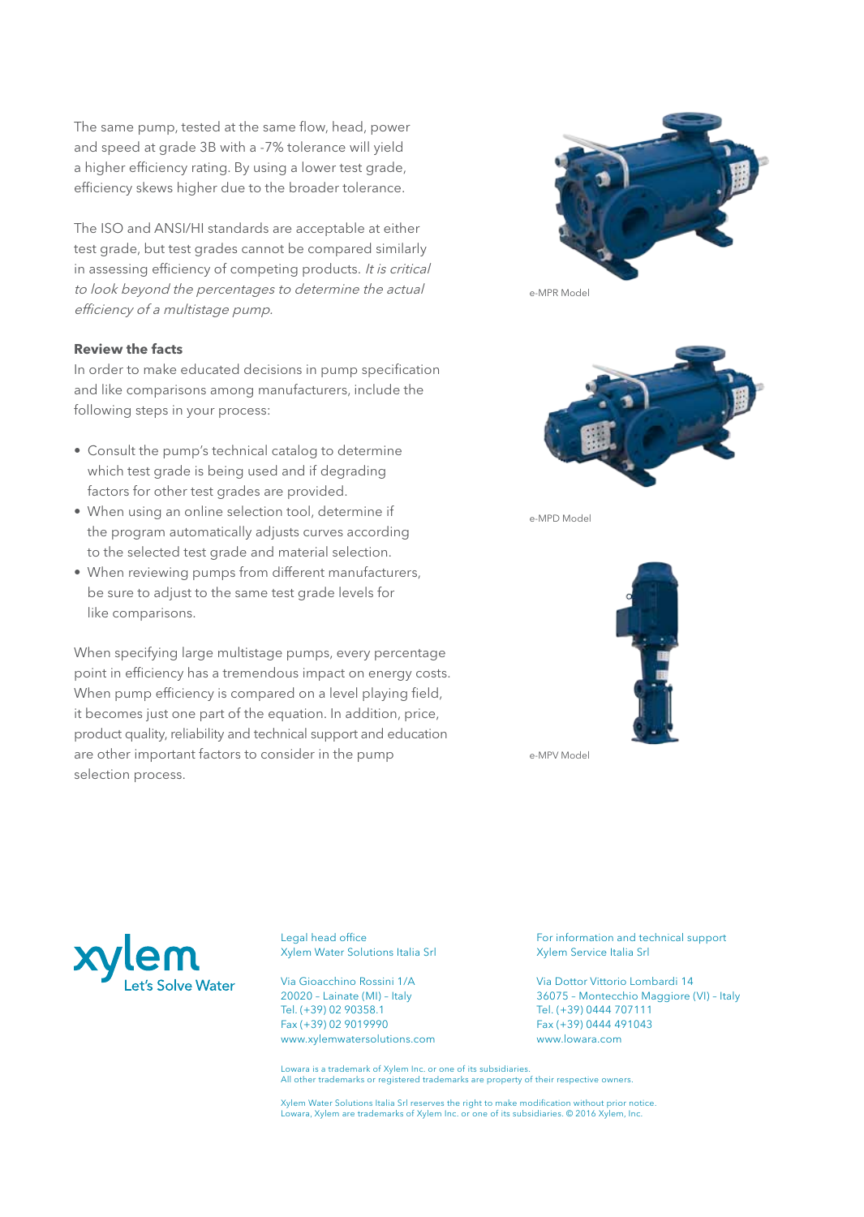The same pump, tested at the same flow, head, power and speed at grade 3B with a -7% tolerance will yield a higher efficiency rating. By using a lower test grade, efficiency skews higher due to the broader tolerance.

The ISO and ANSI/HI standards are acceptable at either test grade, but test grades cannot be compared similarly in assessing efficiency of competing products. *It is critical to look beyond the percentages to determine the actual efficiency of a multistage pump.*

**Review the facts**

In order to make educated decisions in pump specification and like comparisons among manufacturers, include the following steps in your process:

- Consult the pump's technical catalog to determine which test grade is being used and if degrading factors for other test grades are provided.
- When using an online selection tool, determine if the program automatically adjusts curves according to the selected test grade and material selection.
- When reviewing pumps from different manufacturers, be sure to adjust to the same test grade levels for like comparisons.

When specifying large multistage pumps, every percentage point in efficiency has a tremendous impact on energy costs. When pump efficiency is compared on a level playing field, it becomes just one part of the equation. In addition, price, product quality, reliability and technical support and education are other important factors to consider in the pump selection process.

e-MPR Model

e-MPD Model

e-MPV Model

xylem
Let's Solve Water

Legal head office
Xylem Water Solutions Italia Srl

Via Gioacchino Rossini 1/A
20020 – Lainate (MI) – Italy
Tel. (+39) 02 90358.1
Fax (+39) 02 9019990
www.xylemwatersolutions.com

For information and technical support
Xylem Service Italia Srl

Via Dottor Vittorio Lombardi 14
36075 – Montecchio Maggiore (VI) – Italy
Tel. (+39) 0444 707111
Fax (+39) 0444 491043
www.lowara.com

Lowara is a trademark of Xylem Inc. or one of its subsidiaries.
All other trademarks or registered trademarks are property of their respective owners.

Xylem Water Solutions Italia Srl reserves the right to make modification without prior notice.
Lowara, Xylem are trademarks of Xylem Inc. or one of its subsidiaries. © 2016 Xylem, Inc.